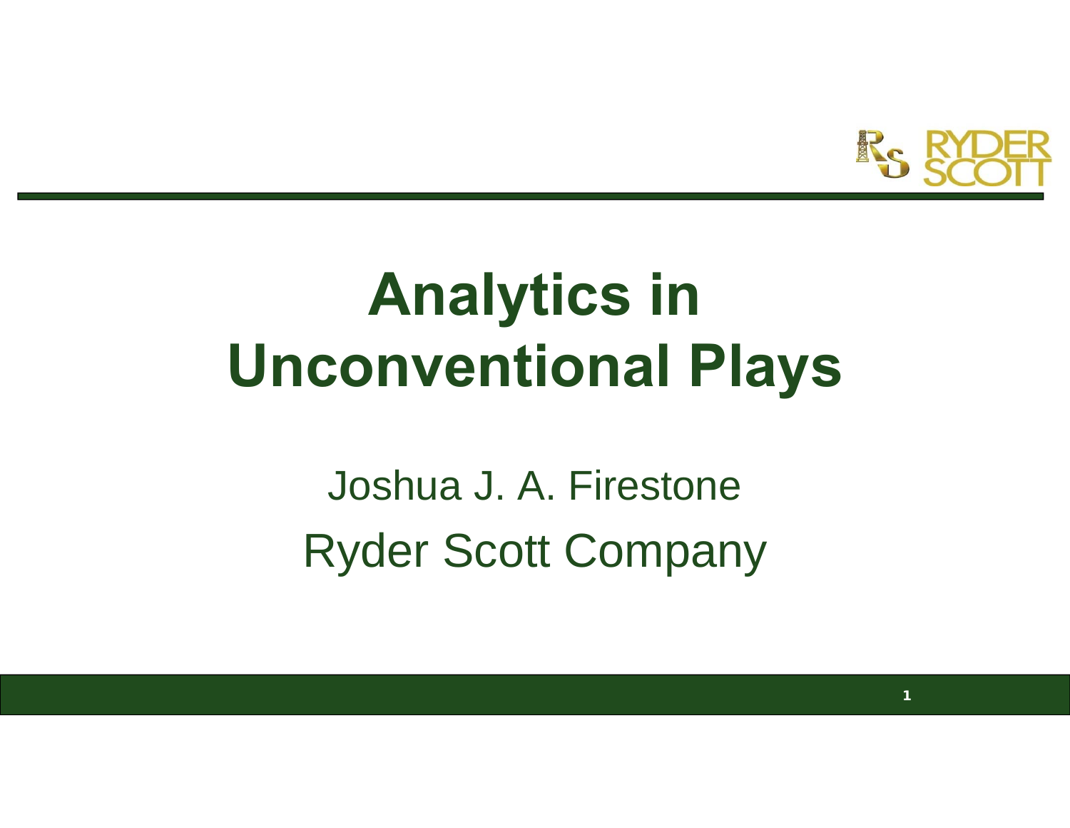# Analytics in Unconventional Plays

Joshua J. A. Firestone

Ryder Scott Company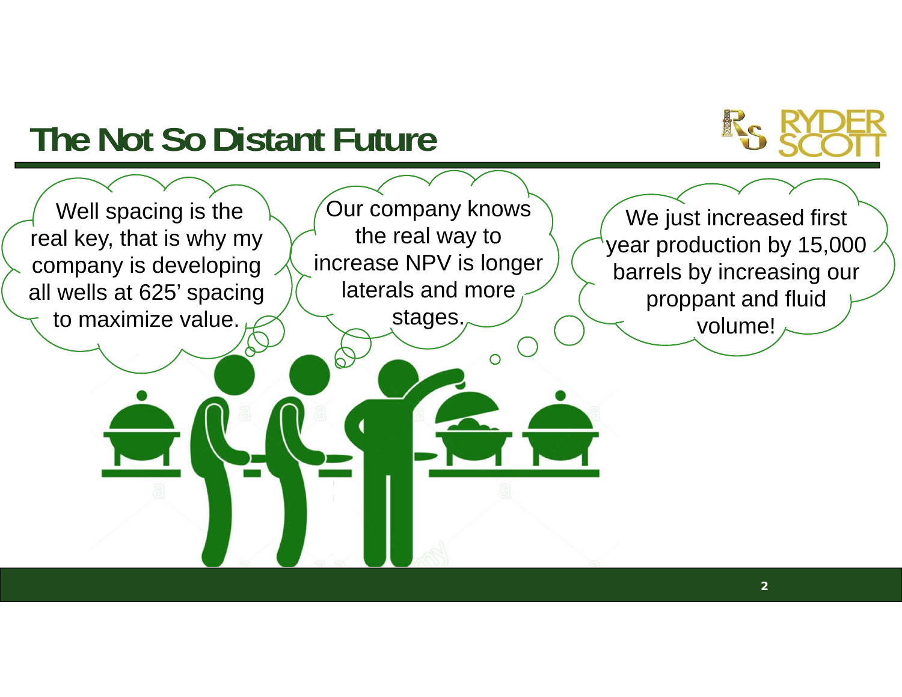# The Not So Distant Future

Well spacing is the real key, that is why my company is developing all wells at 625' spacing to maximize value.

Our company knows the real way to increase NPV is longer laterals and more stages.

We just increased first year production by 15,000 barrels by increasing our proppant and fluid volume!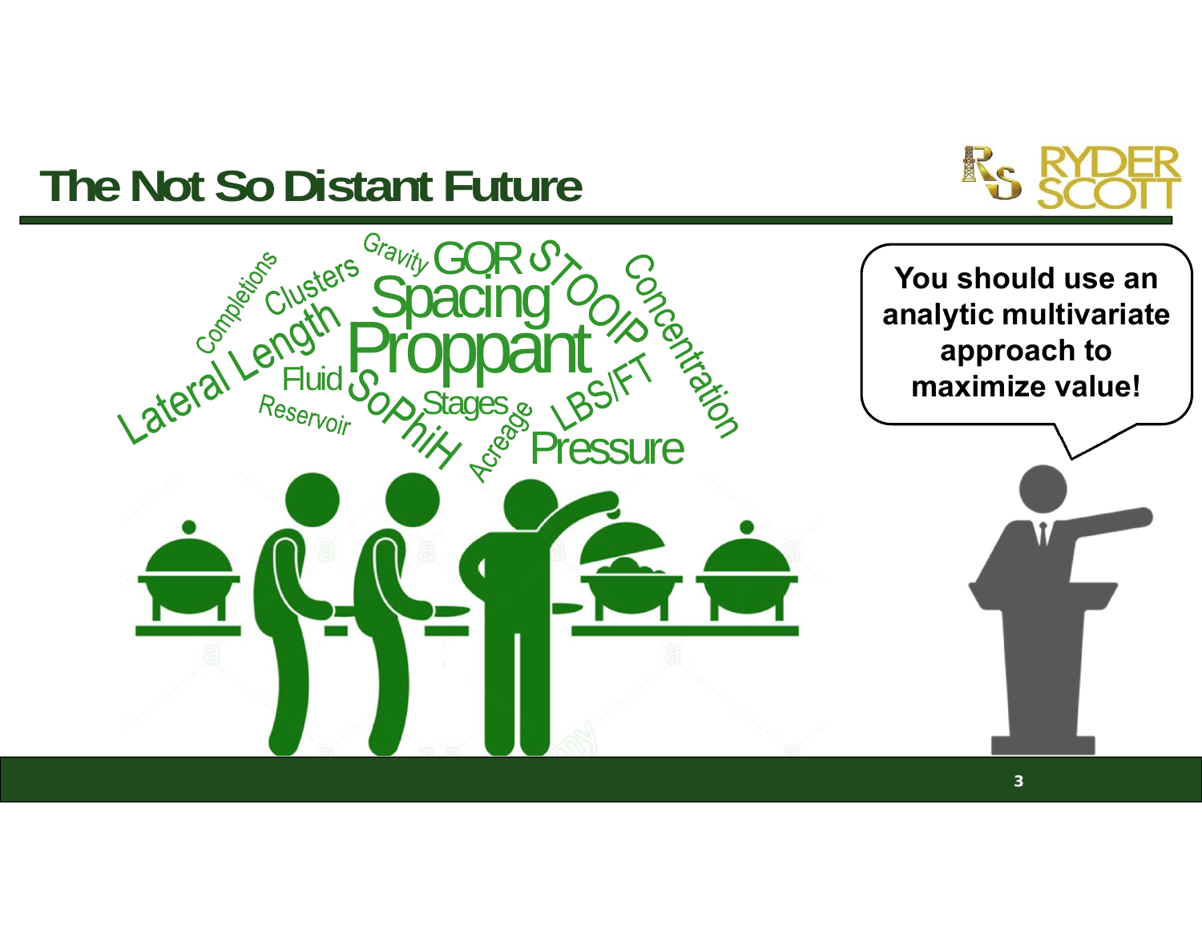# The Not So Distant Future

Completions Clusters Gravity GOR STOOIP Concentration Spacing Lateral Length Proppant Fluid SoPhiH Stages Acreage LBS/FT Reservoir Pressure

You should use an analytic multivariate approach to maximize value!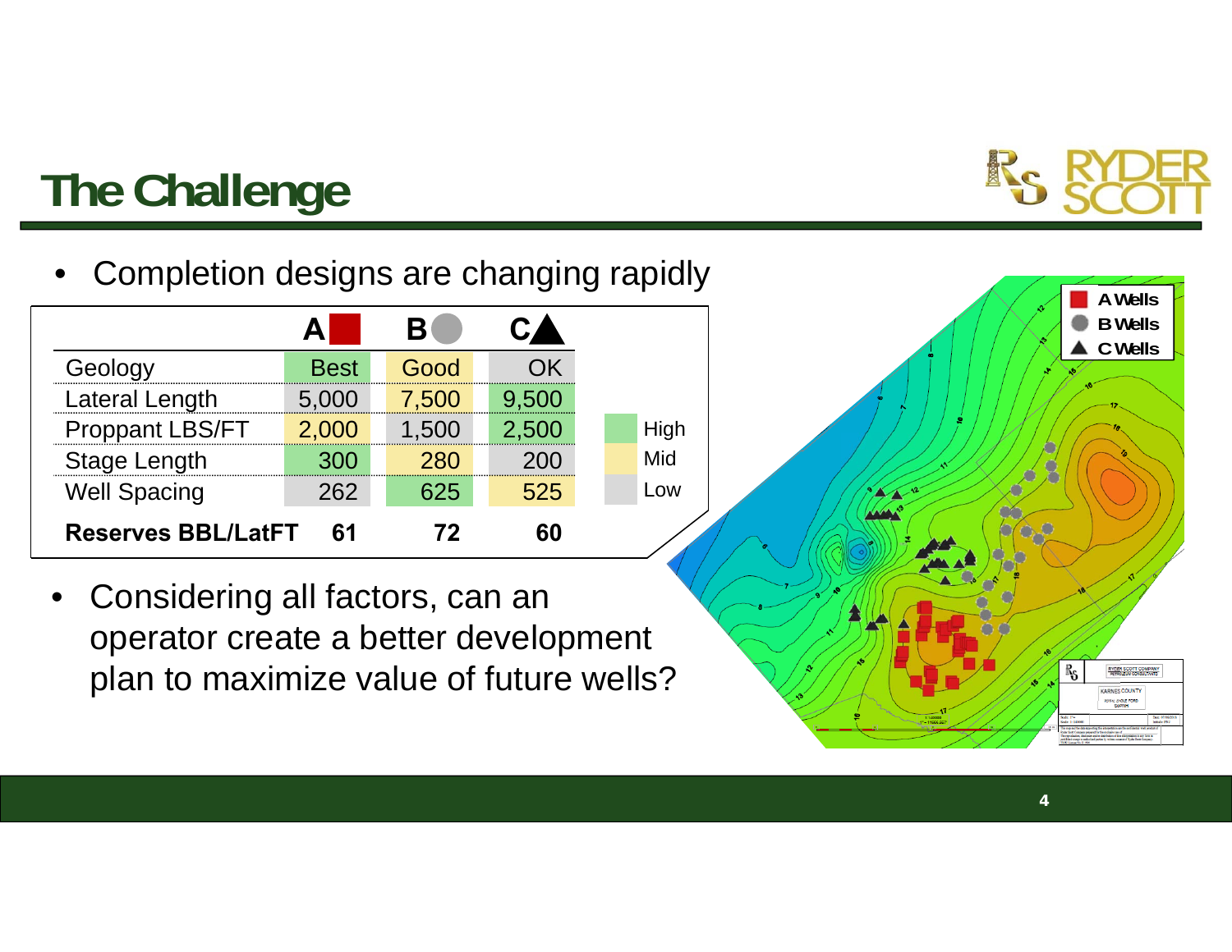# The Challenge

- Completion designs are changing rapidly

| | A | B | C |
|---|---|---|---|
| Geology | Best | Good | OK |
| Lateral Length | 5,000 | 7,500 | 9,500 |
| Proppant LBS/FT | 2,000 | 1,500 | 2,500 |
| Stage Length | 300 | 280 | 200 |
| Well Spacing | 262 | 625 | 525 |
| **Reserves BBL/LatFT** | **61** | **72** | **60** |

High / Mid / Low

- Considering all factors, can an operator create a better development plan to maximize value of future wells?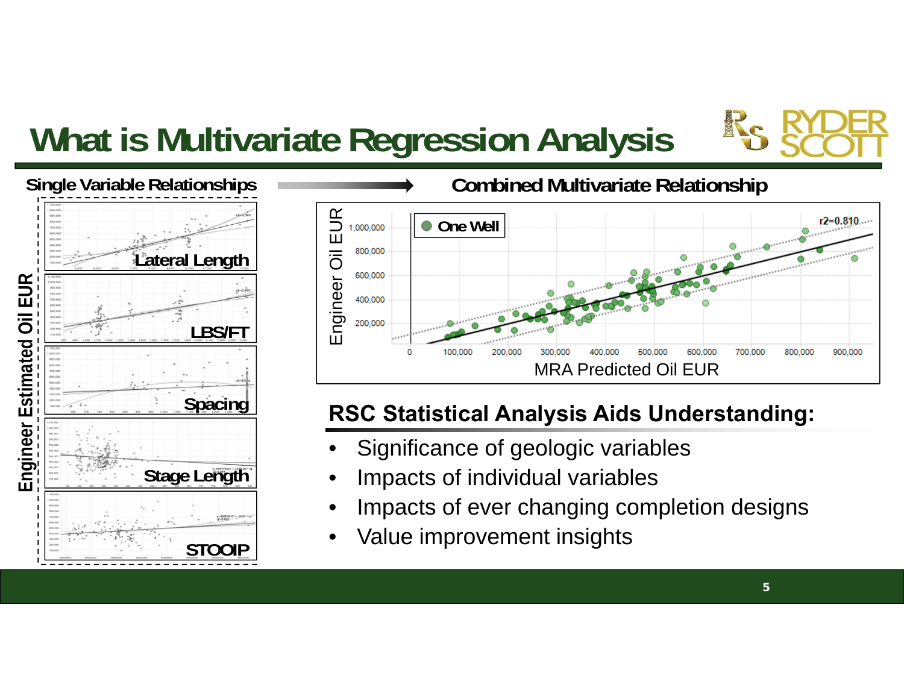# What is Multivariate Regression Analysis

**Single Variable Relationships**

Engineer Estimated Oil EUR

- Lateral Length
- LBS/FT
- Spacing
- Stage Length
- STOOIP

**Combined Multivariate Relationship**

Engineer Oil EUR vs. MRA Predicted Oil EUR (One Well; $r^2=0.810$)

## RSC Statistical Analysis Aids Understanding:

- Significance of geologic variables
- Impacts of individual variables
- Impacts of ever changing completion designs
- Value improvement insights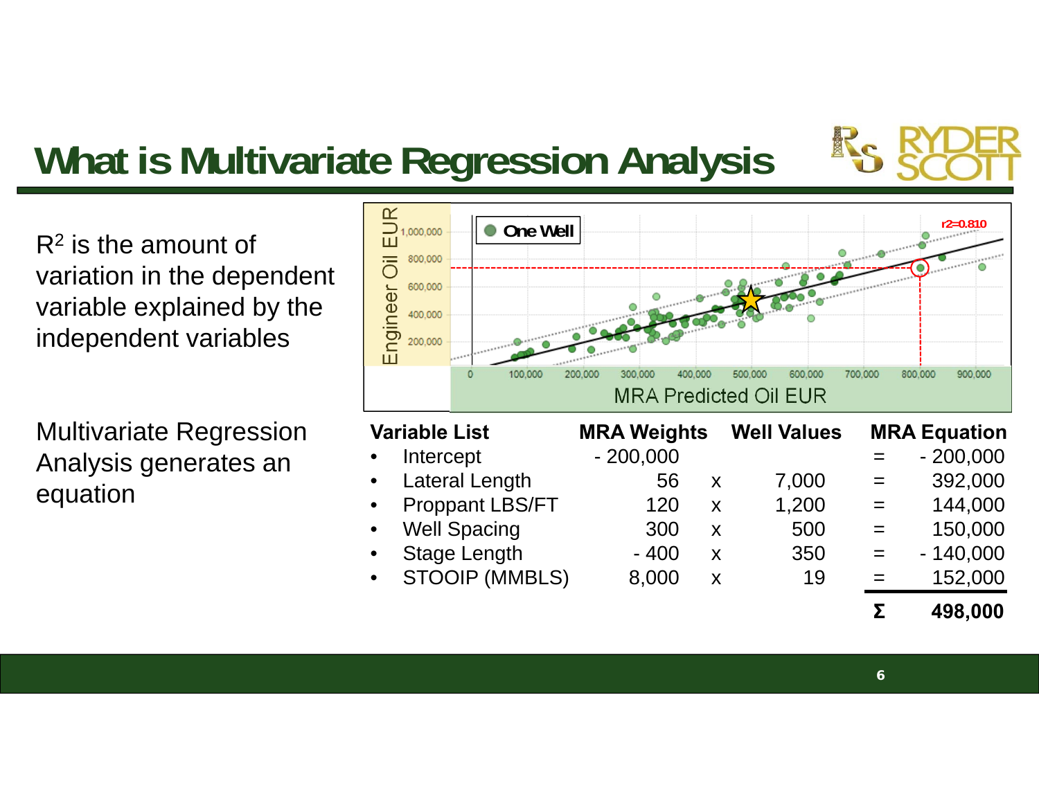# What is Multivariate Regression Analysis

$R^2$ is the amount of variation in the dependent variable explained by the independent variables

Multivariate Regression Analysis generates an equation

| Variable List | MRA Weights | | Well Values | | MRA Equation |
|---|---|---|---|---|---|
| • Intercept | - 200,000 | | | = | - 200,000 |
| • Lateral Length | 56 | x | 7,000 | = | 392,000 |
| • Proppant LBS/FT | 120 | x | 1,200 | = | 144,000 |
| • Well Spacing | 300 | x | 500 | = | 150,000 |
| • Stage Length | - 400 | x | 350 | = | - 140,000 |
| • STOOIP (MMBLS) | 8,000 | x | 19 | = | 152,000 |
| | | | | Σ | **498,000** |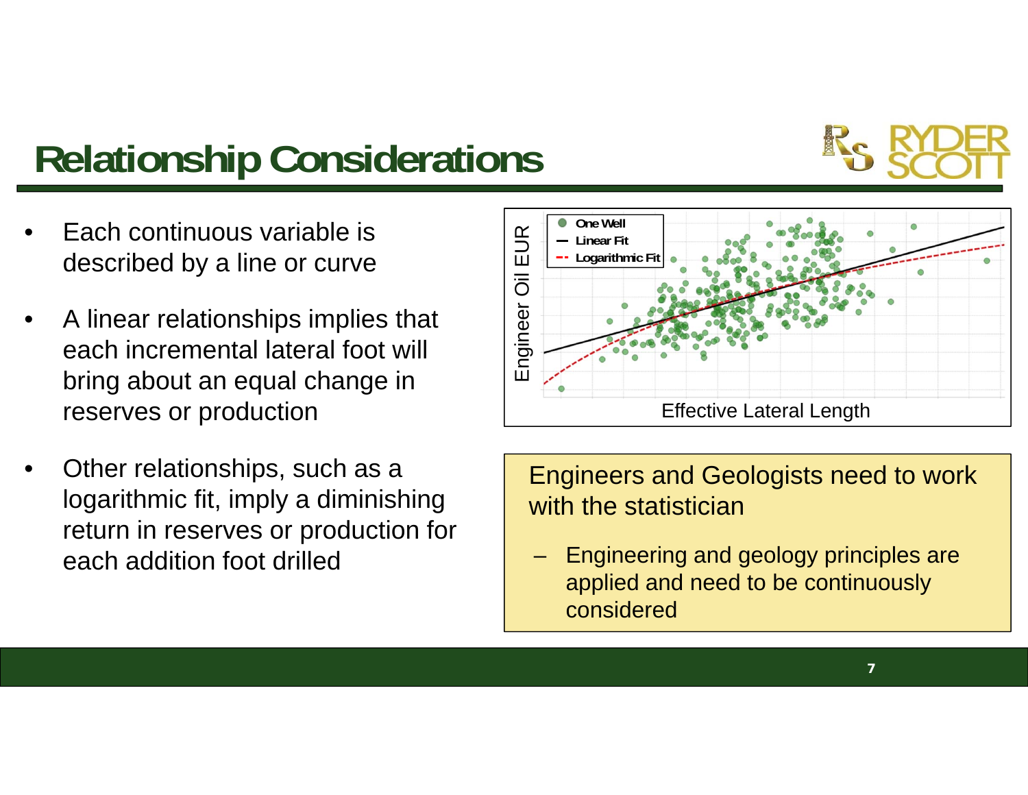# Relationship Considerations

- Each continuous variable is described by a line or curve
- A linear relationships implies that each incremental lateral foot will bring about an equal change in reserves or production
- Other relationships, such as a logarithmic fit, imply a diminishing return in reserves or production for each addition foot drilled

Engineers and Geologists need to work with the statistician

- Engineering and geology principles are applied and need to be continuously considered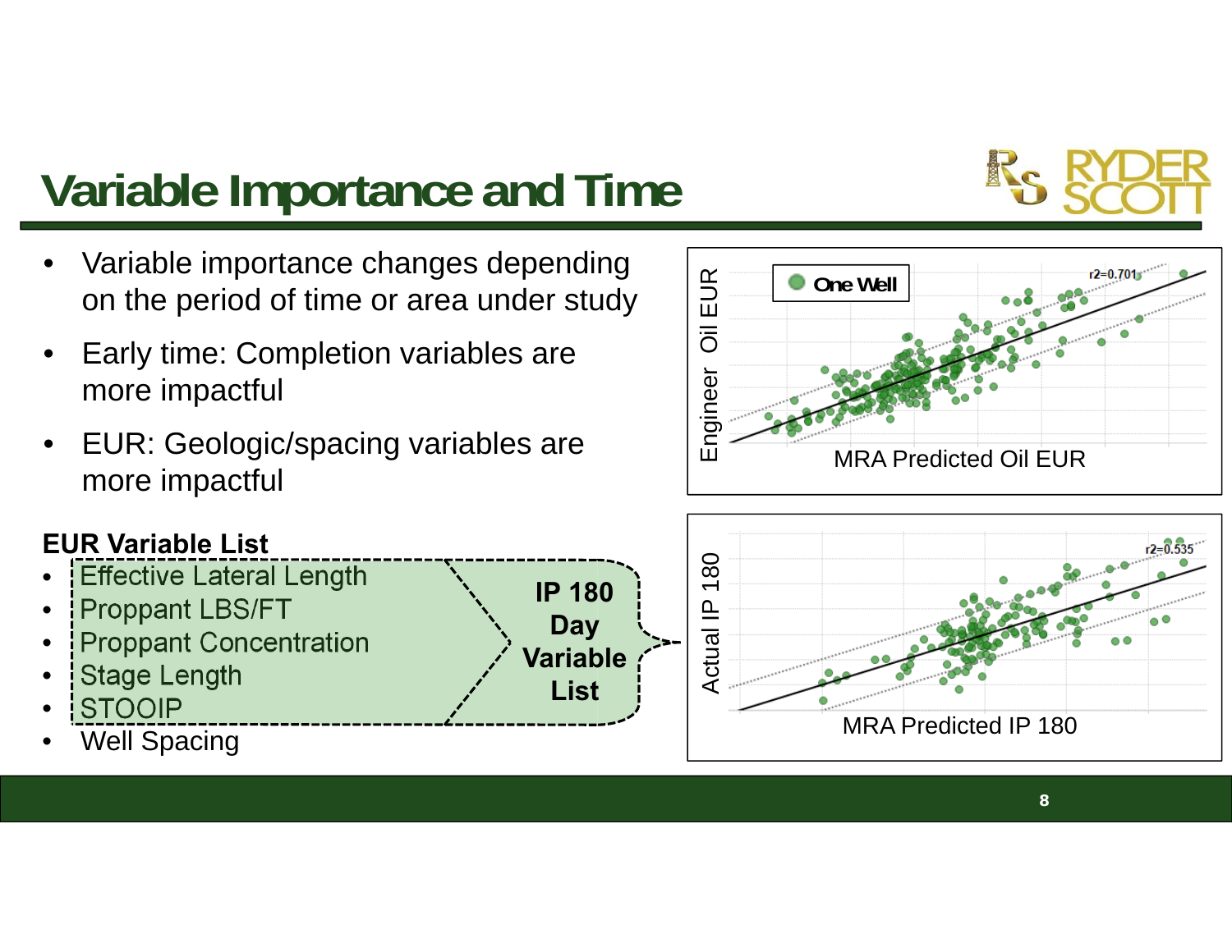# Variable Importance and Time

- Variable importance changes depending on the period of time or area under study
- Early time: Completion variables are more impactful
- EUR: Geologic/spacing variables are more impactful

**EUR Variable List**

- Effective Lateral Length
- Proppant LBS/FT
- Proppant Concentration
- Stage Length
- STOOIP
- Well Spacing

**IP 180 Day Variable List** (Effective Lateral Length, Proppant LBS/FT, Proppant Concentration, Stage Length, STOOIP)

One Well

r2=0.701

Engineer Oil EUR

MRA Predicted Oil EUR

r2=0.535

Actual IP 180

MRA Predicted IP 180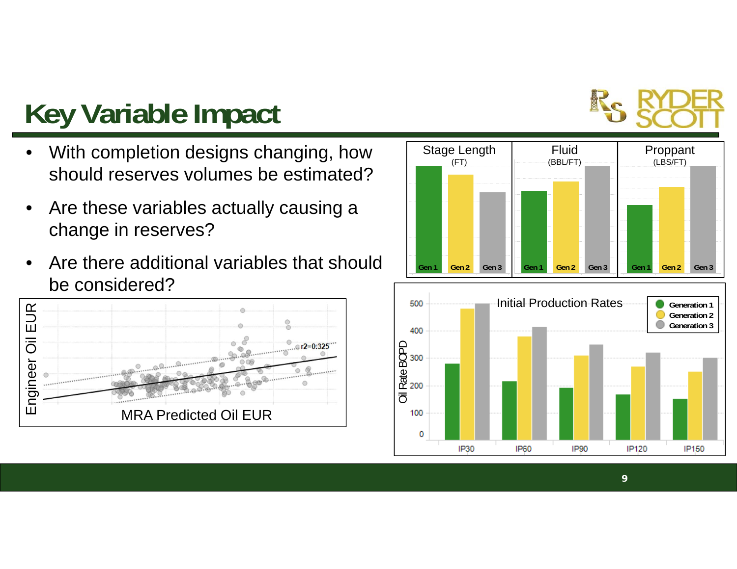# Key Variable Impact

- With completion designs changing, how should reserves volumes be estimated?
- Are these variables actually causing a change in reserves?
- Are there additional variables that should be considered?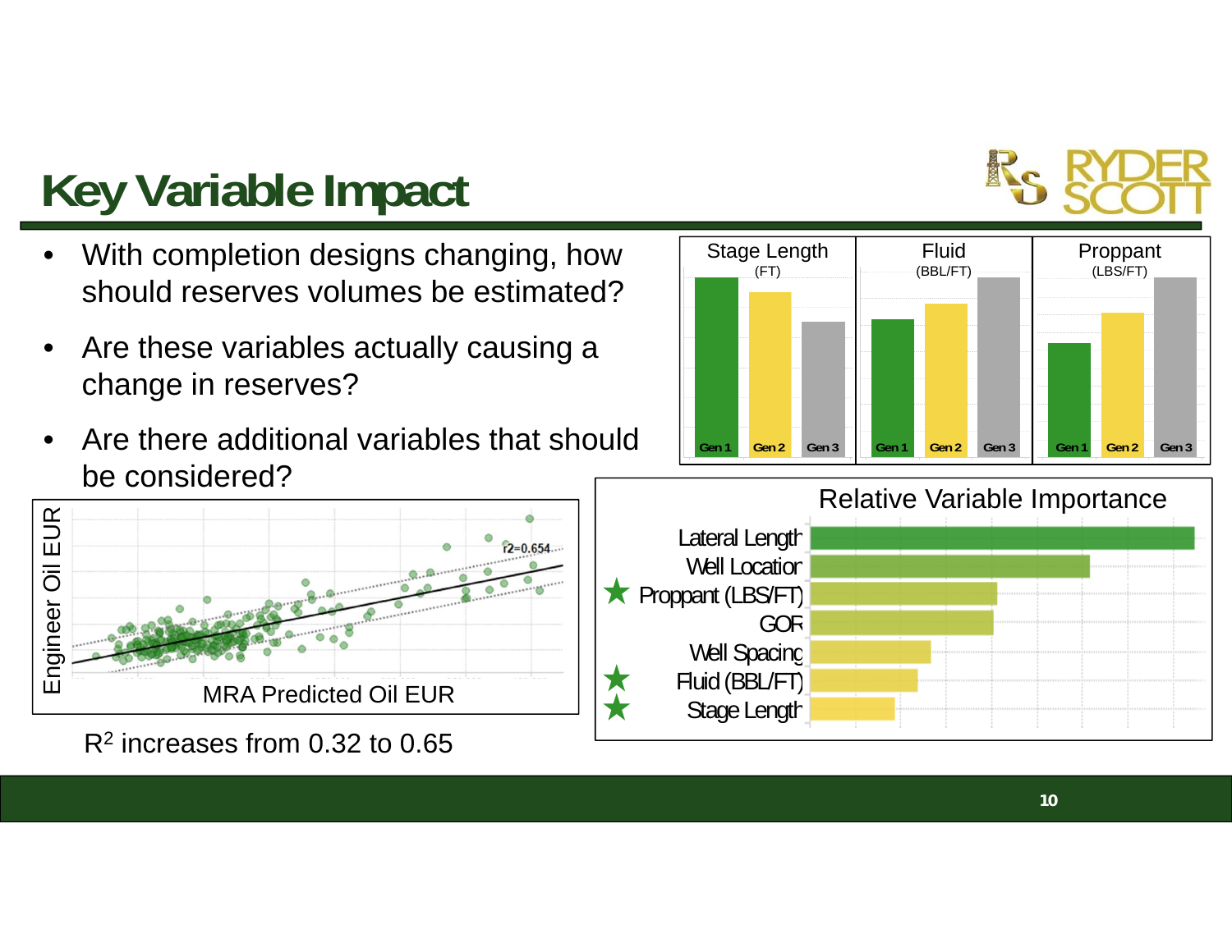# Key Variable Impact

- With completion designs changing, how should reserves volumes be estimated?
- Are these variables actually causing a change in reserves?
- Are there additional variables that should be considered?

Stage Length (FT) — Gen 1, Gen 2, Gen 3

Fluid (BBL/FT) — Gen 1, Gen 2, Gen 3

Proppant (LBS/FT) — Gen 1, Gen 2, Gen 3

Engineer Oil EUR vs. MRA Predicted Oil EUR (r2=0.654)

$R^2$ increases from 0.32 to 0.65

**Relative Variable Importance**

- Lateral Length
- Well Location
- ★ Proppant (LBS/FT)
- GOR
- Well Spacing
- ★ Fluid (BBL/FT)
- ★ Stage Length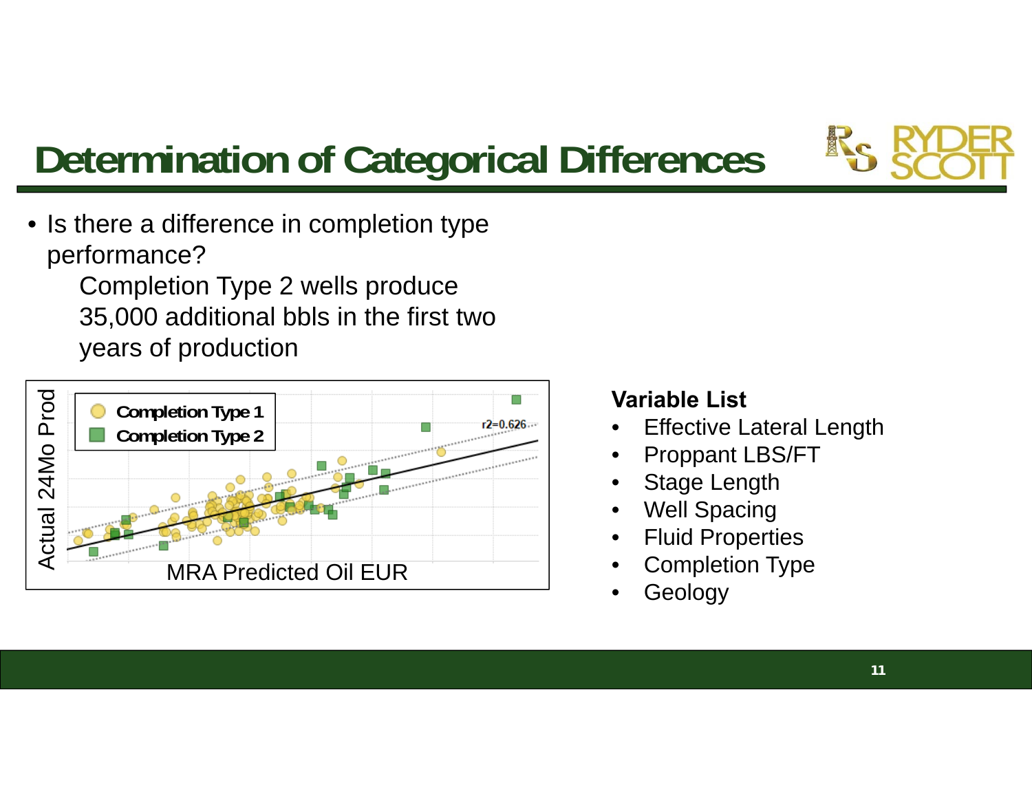# Determination of Categorical Differences

- Is there a difference in completion type performance?

  Completion Type 2 wells produce 35,000 additional bbls in the first two years of production

**Variable List**

- Effective Lateral Length
- Proppant LBS/FT
- Stage Length
- Well Spacing
- Fluid Properties
- Completion Type
- Geology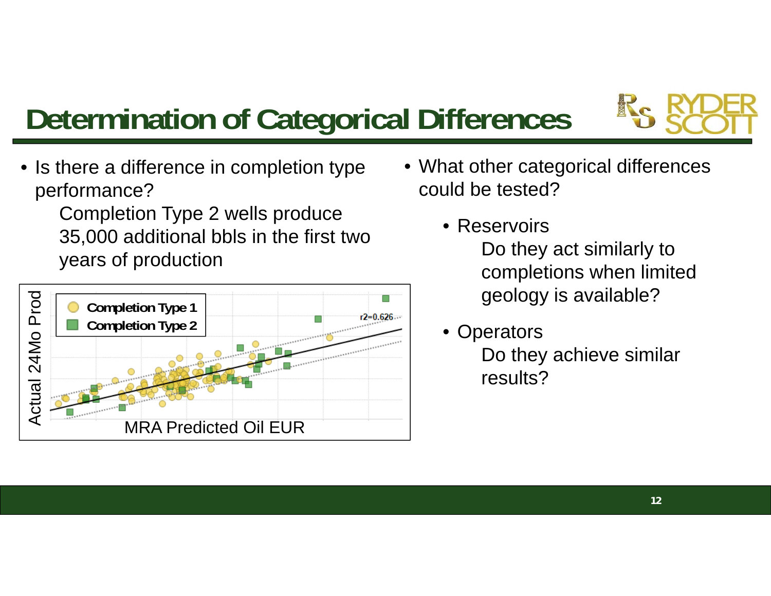# Determination of Categorical Differences

- Is there a difference in completion type performance?

  Completion Type 2 wells produce 35,000 additional bbls in the first two years of production

Completion Type 1

Completion Type 2

r2=0.626

Actual 24Mo Prod

MRA Predicted Oil EUR

- What other categorical differences could be tested?
  - Reservoirs

    Do they act similarly to completions when limited geology is available?
  - Operators

    Do they achieve similar results?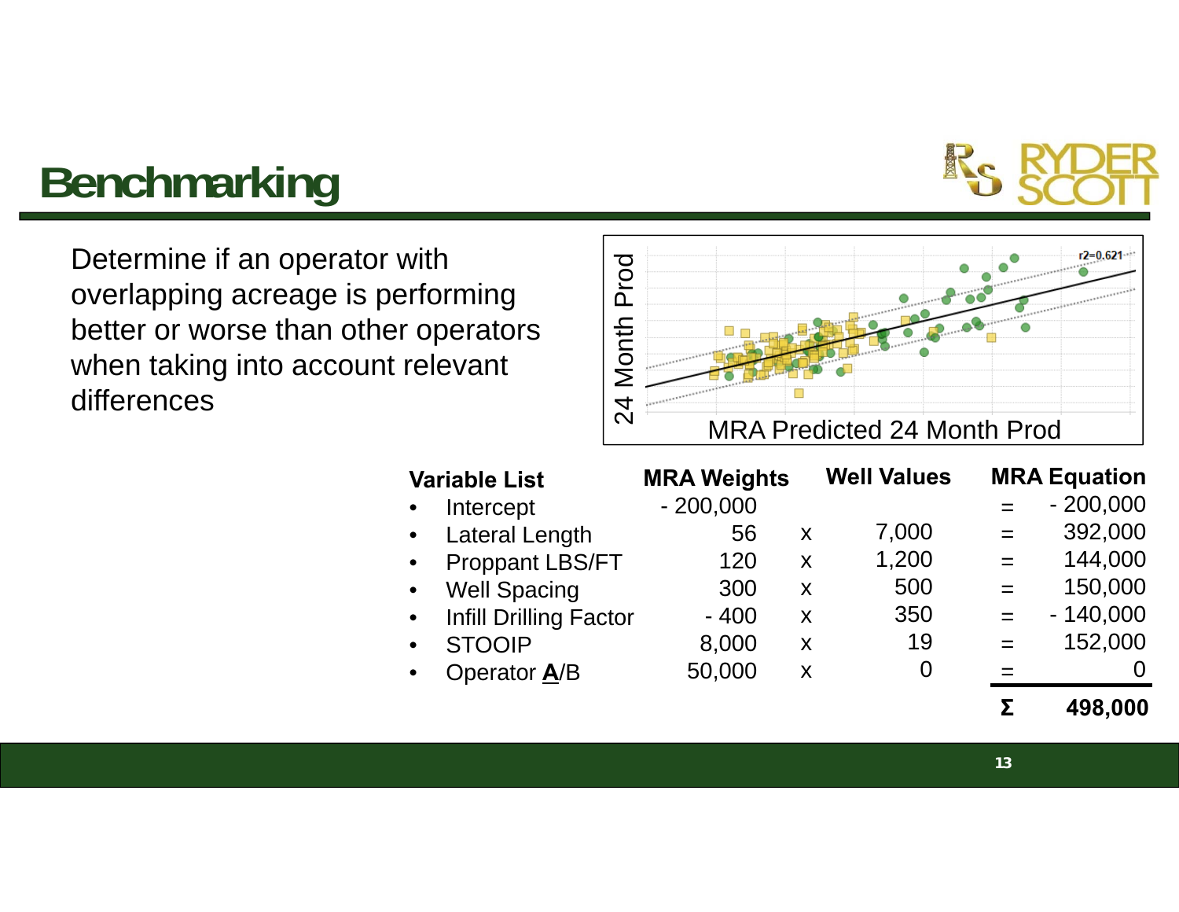# Benchmarking

Determine if an operator with overlapping acreage is performing better or worse than other operators when taking into account relevant differences

24 Month Prod

$r^2=0.621$

MRA Predicted 24 Month Prod

| Variable List | MRA Weights | | Well Values | | MRA Equation |
|---|---|---|---|---|---|
| • Intercept | - 200,000 | | | = | - 200,000 |
| • Lateral Length | 56 | x | 7,000 | = | 392,000 |
| • Proppant LBS/FT | 120 | x | 1,200 | = | 144,000 |
| • Well Spacing | 300 | x | 500 | = | 150,000 |
| • Infill Drilling Factor | - 400 | x | 350 | = | - 140,000 |
| • STOOIP | 8,000 | x | 19 | = | 152,000 |
| • Operator **A**/B | 50,000 | x | 0 | = | 0 |
| | | | | **Σ** | **498,000** |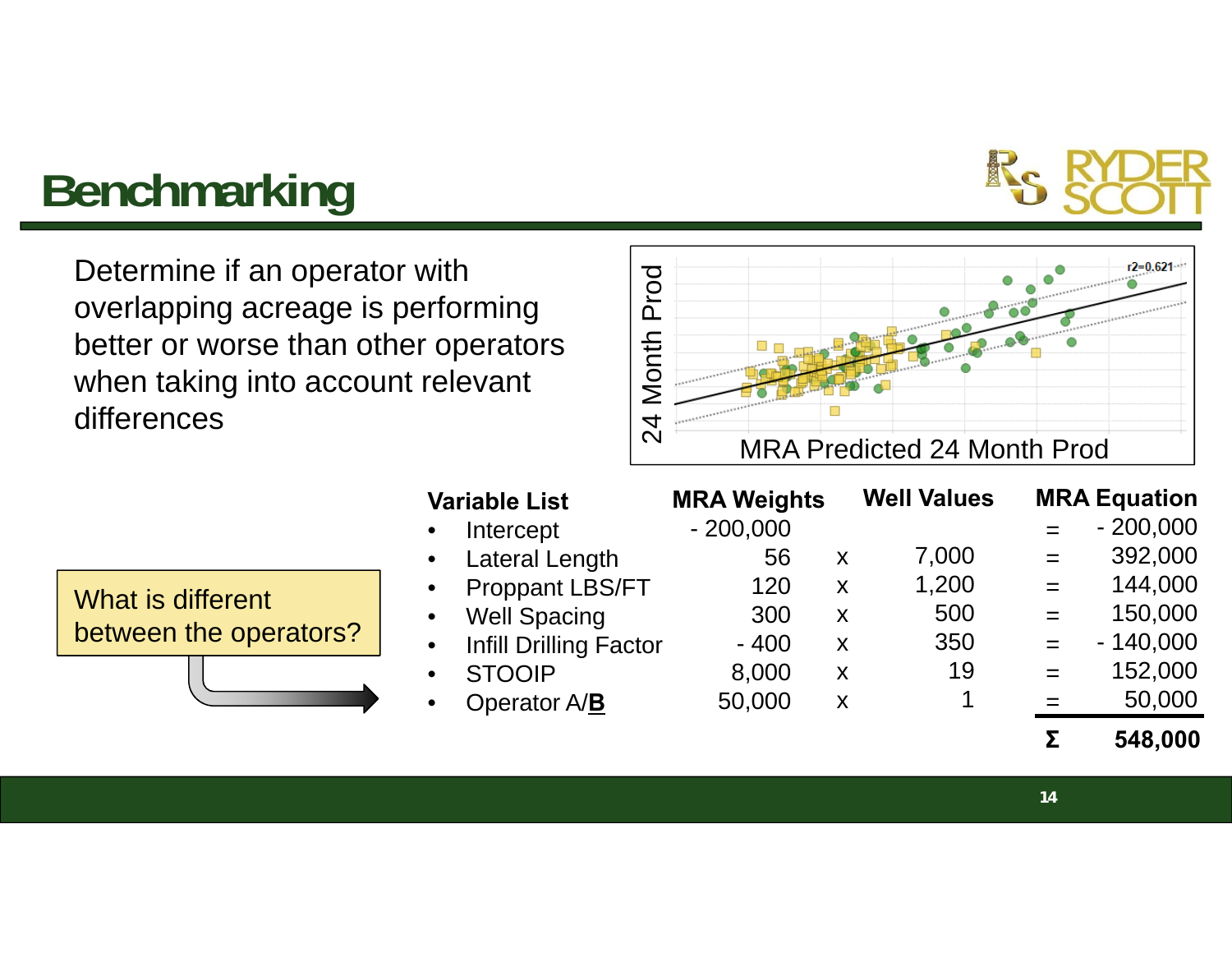# Benchmarking

Determine if an operator with overlapping acreage is performing better or worse than other operators when taking into account relevant differences

24 Month Prod

MRA Predicted 24 Month Prod

r2=0.621

What is different between the operators?

| Variable List | MRA Weights | | Well Values | | MRA Equation |
|---|---|---|---|---|---|
| • Intercept | - 200,000 | | | = | - 200,000 |
| • Lateral Length | 56 | x | 7,000 | = | 392,000 |
| • Proppant LBS/FT | 120 | x | 1,200 | = | 144,000 |
| • Well Spacing | 300 | x | 500 | = | 150,000 |
| • Infill Drilling Factor | - 400 | x | 350 | = | - 140,000 |
| • STOOIP | 8,000 | x | 19 | = | 152,000 |
| • Operator A/**B** | 50,000 | x | 1 | = | 50,000 |
| | | | | **Σ** | **548,000** |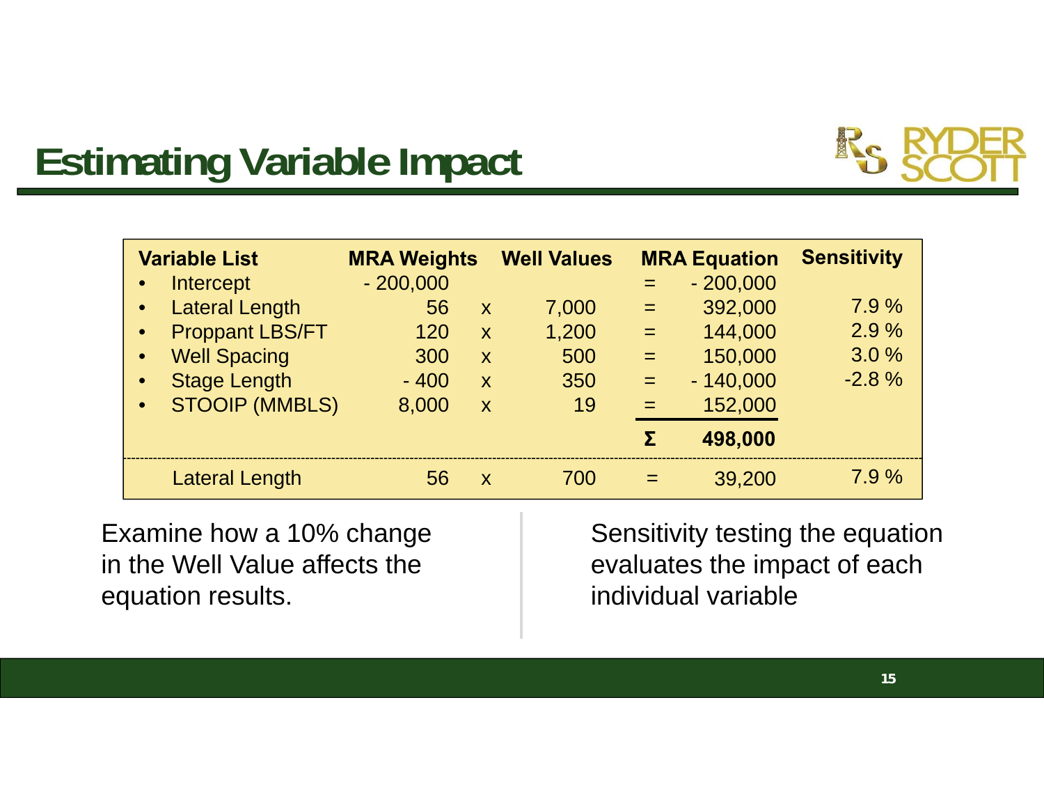# Estimating Variable Impact

| Variable List | MRA Weights | | Well Values | | MRA Equation | Sensitivity |
|---|---|---|---|---|---|---|
| • Intercept | - 200,000 | | | = | - 200,000 | |
| • Lateral Length | 56 | x | 7,000 | = | 392,000 | 7.9 % |
| • Proppant LBS/FT | 120 | x | 1,200 | = | 144,000 | 2.9 % |
| • Well Spacing | 300 | x | 500 | = | 150,000 | 3.0 % |
| • Stage Length | - 400 | x | 350 | = | - 140,000 | -2.8 % |
| • STOOIP (MMBLS) | 8,000 | x | 19 | = | 152,000 | |
| | | | | **Σ** | **498,000** | |
| Lateral Length | 56 | x | 700 | = | 39,200 | 7.9 % |

Examine how a 10% change in the Well Value affects the equation results.

Sensitivity testing the equation evaluates the impact of each individual variable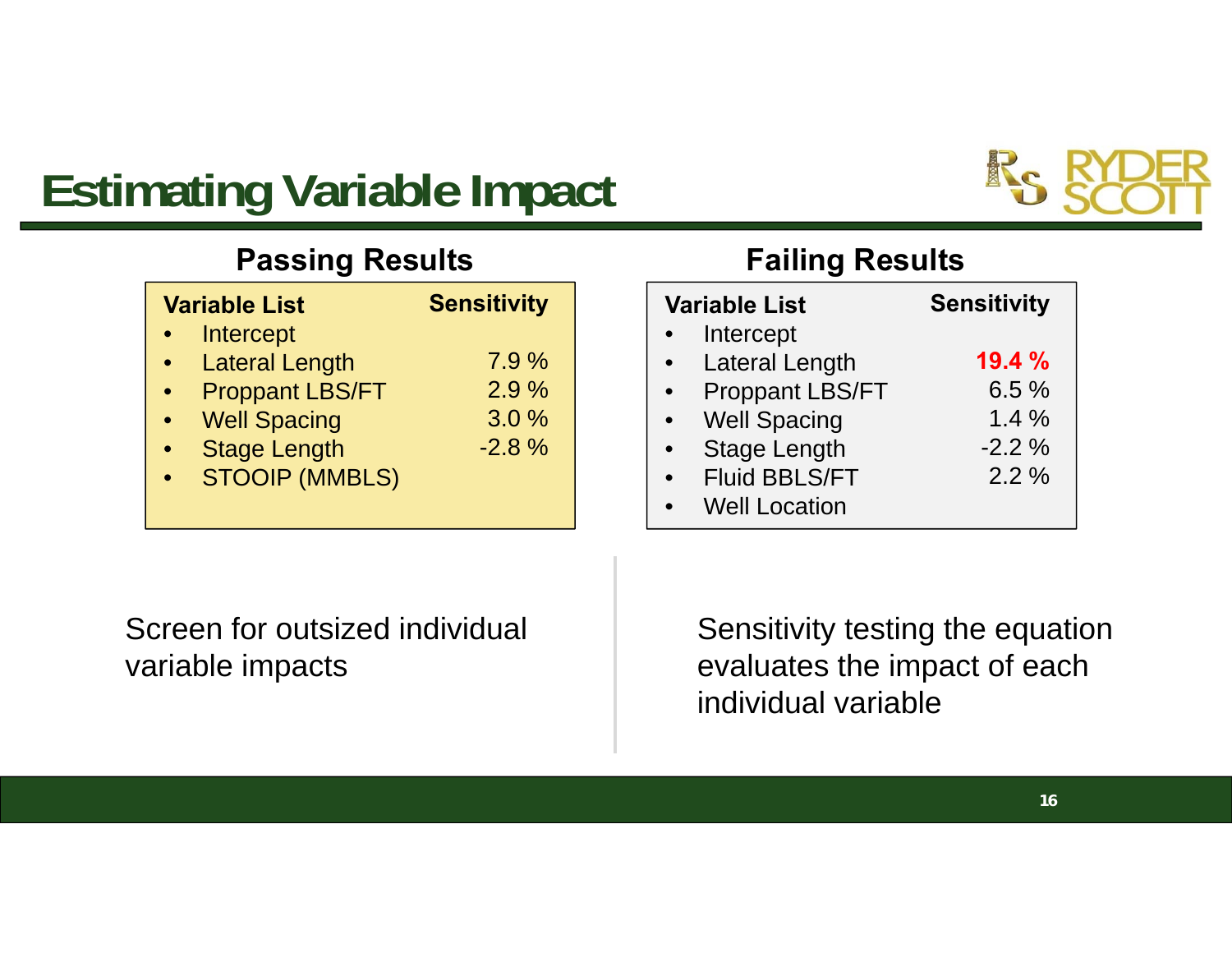# Estimating Variable Impact

## Passing Results

| Variable List | Sensitivity |
|---|---|
| Intercept | |
| Lateral Length | 7.9 % |
| Proppant LBS/FT | 2.9 % |
| Well Spacing | 3.0 % |
| Stage Length | -2.8 % |
| STOOIP (MMBLS) | |

## Failing Results

| Variable List | Sensitivity |
|---|---|
| Intercept | |
| Lateral Length | **19.4 %** |
| Proppant LBS/FT | 6.5 % |
| Well Spacing | 1.4 % |
| Stage Length | -2.2 % |
| Fluid BBLS/FT | 2.2 % |
| Well Location | |

Screen for outsized individual variable impacts

Sensitivity testing the equation evaluates the impact of each individual variable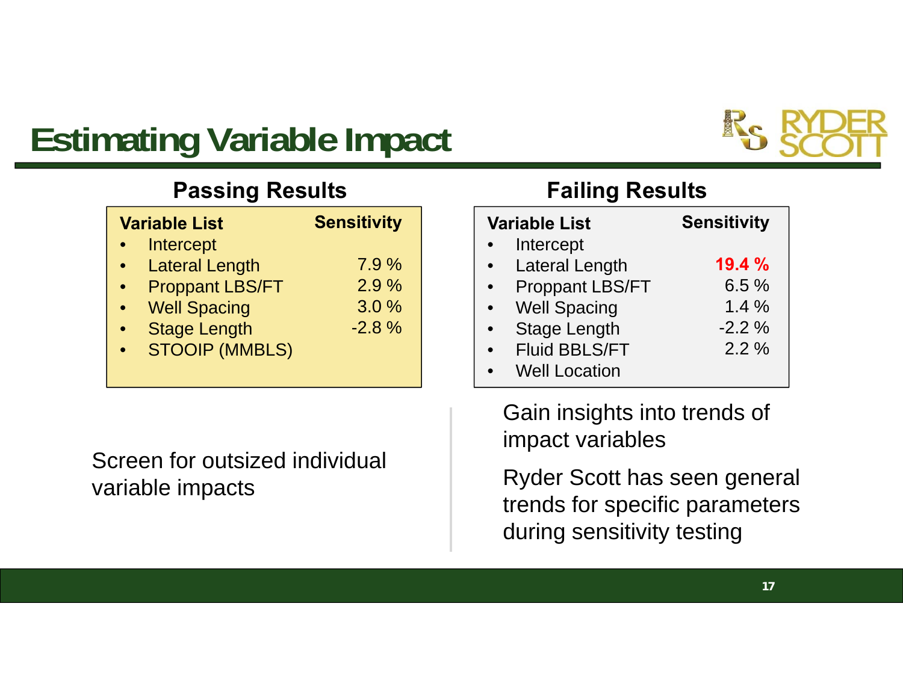# Estimating Variable Impact

## Passing Results

| Variable List | Sensitivity |
|---|---|
| Intercept | |
| Lateral Length | 7.9 % |
| Proppant LBS/FT | 2.9 % |
| Well Spacing | 3.0 % |
| Stage Length | -2.8 % |
| STOOIP (MMBLS) | |

Screen for outsized individual variable impacts

## Failing Results

| Variable List | Sensitivity |
|---|---|
| Intercept | |
| Lateral Length | **19.4 %** |
| Proppant LBS/FT | 6.5 % |
| Well Spacing | 1.4 % |
| Stage Length | -2.2 % |
| Fluid BBLS/FT | 2.2 % |
| Well Location | |

Gain insights into trends of impact variables

Ryder Scott has seen general trends for specific parameters during sensitivity testing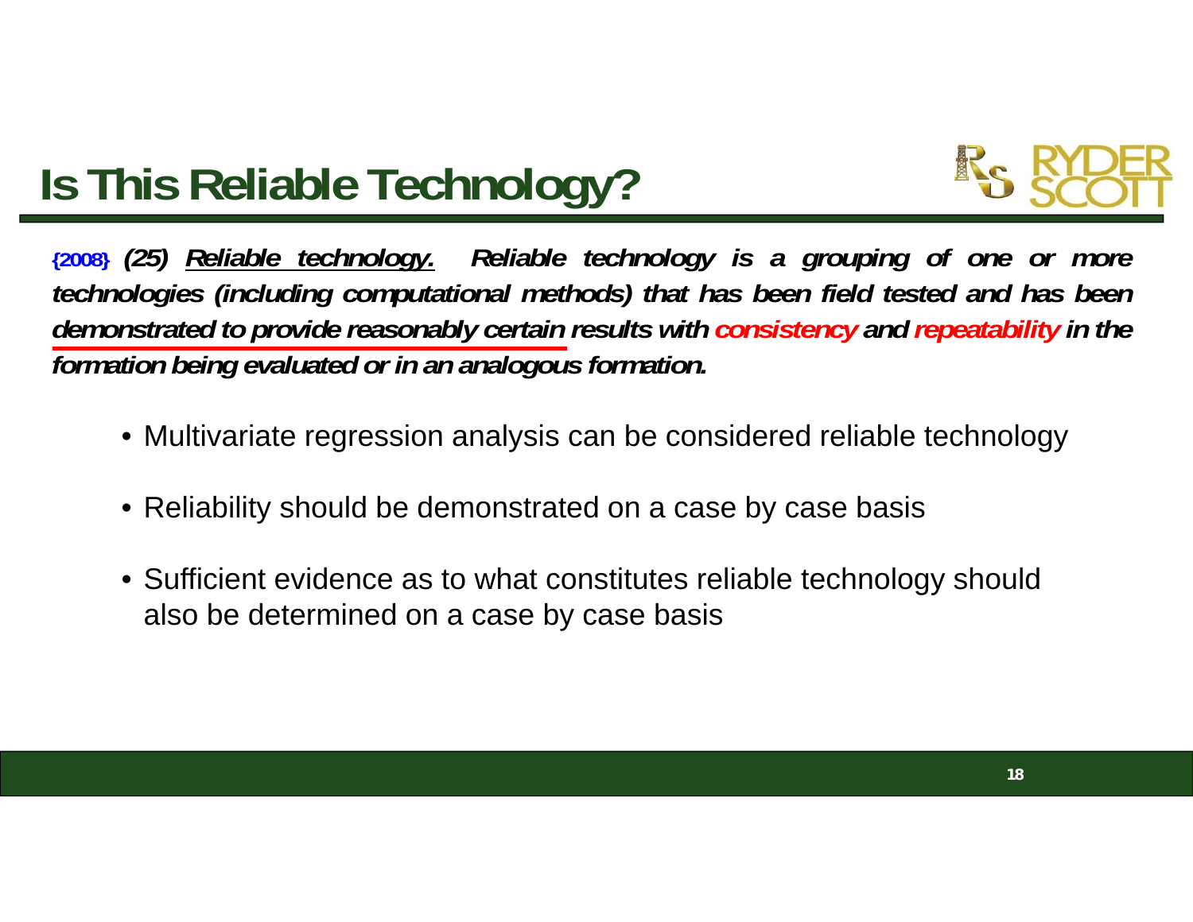# Is This Reliable Technology?

**{2008}** ***(25) Reliable technology. Reliable technology is a grouping of one or more technologies (including computational methods) that has been field tested and has been demonstrated to provide reasonably certain results with consistency and repeatability in the formation being evaluated or in an analogous formation.***

- Multivariate regression analysis can be considered reliable technology
- Reliability should be demonstrated on a case by case basis
- Sufficient evidence as to what constitutes reliable technology should also be determined on a case by case basis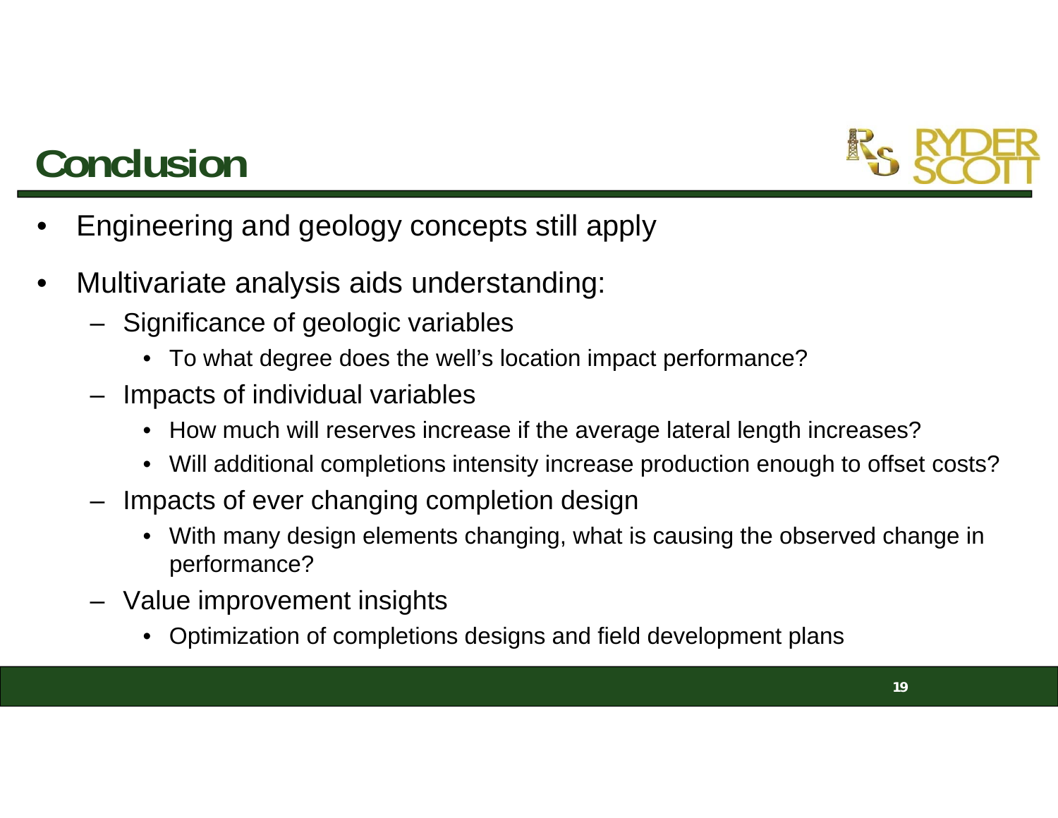# Conclusion

- Engineering and geology concepts still apply
- Multivariate analysis aids understanding:
  - Significance of geologic variables
    - To what degree does the well's location impact performance?
  - Impacts of individual variables
    - How much will reserves increase if the average lateral length increases?
    - Will additional completions intensity increase production enough to offset costs?
  - Impacts of ever changing completion design
    - With many design elements changing, what is causing the observed change in performance?
  - Value improvement insights
    - Optimization of completions designs and field development plans